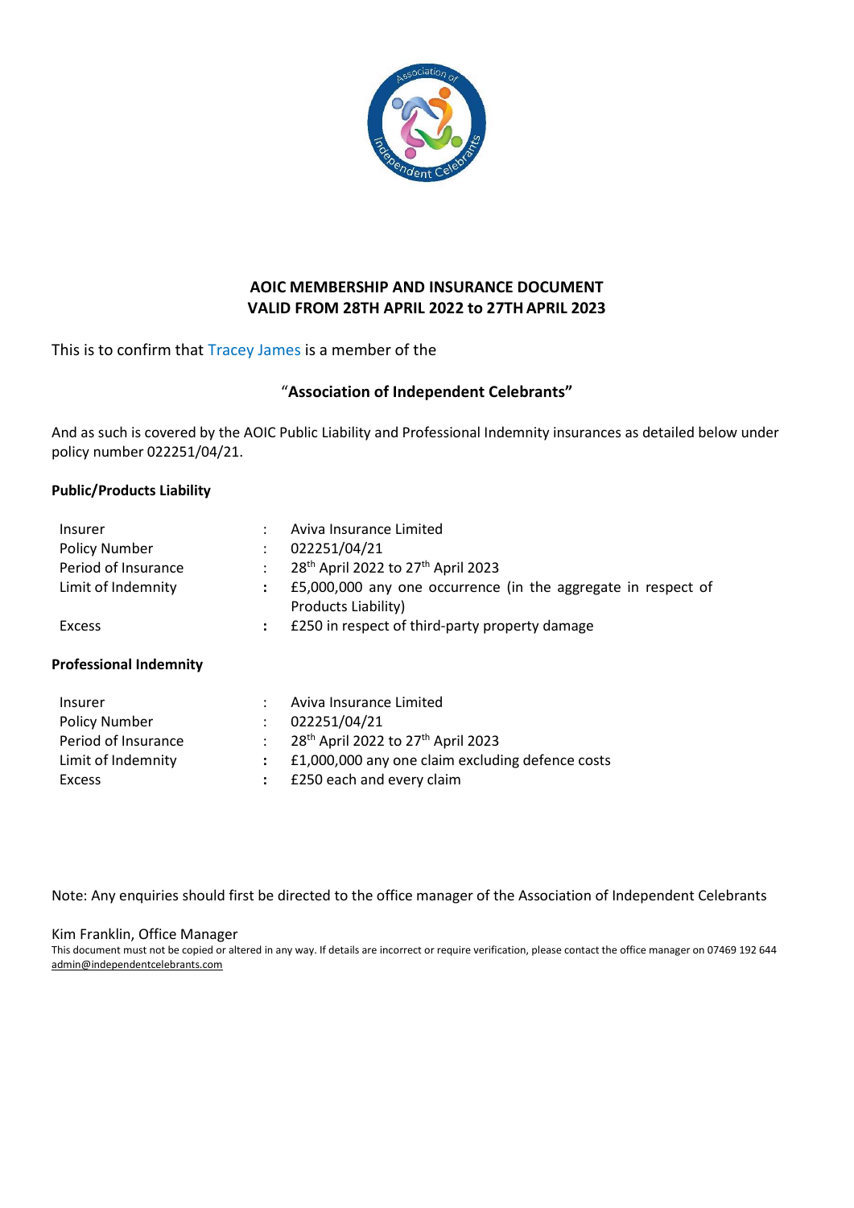## AOIC MEMBERSHIP AND INSURANCE DOCUMENT
## VALID FROM 28TH APRIL 2022 to 27TH APRIL 2023

This is to confirm that Tracey James is a member of the

### "Association of Independent Celebrants"

And as such is covered by the AOIC Public Liability and Professional Indemnity insurances as detailed below under policy number 022251/04/21.

**Public/Products Liability**

| | | |
|---|---|---|
| Insurer | : | Aviva Insurance Limited |
| Policy Number | : | 022251/04/21 |
| Period of Insurance | : | 28th April 2022 to 27th April 2023 |
| Limit of Indemnity | : | £5,000,000 any one occurrence (in the aggregate in respect of Products Liability) |
| Excess | : | £250 in respect of third-party property damage |

**Professional Indemnity**

| | | |
|---|---|---|
| Insurer | : | Aviva Insurance Limited |
| Policy Number | : | 022251/04/21 |
| Period of Insurance | : | 28th April 2022 to 27th April 2023 |
| Limit of Indemnity | : | £1,000,000 any one claim excluding defence costs |
| Excess | : | £250 each and every claim |

Note: Any enquiries should first be directed to the office manager of the Association of Independent Celebrants

Kim Franklin, Office Manager

This document must not be copied or altered in any way. If details are incorrect or require verification, please contact the office manager on 07469 192 644 admin@independentcelebrants.com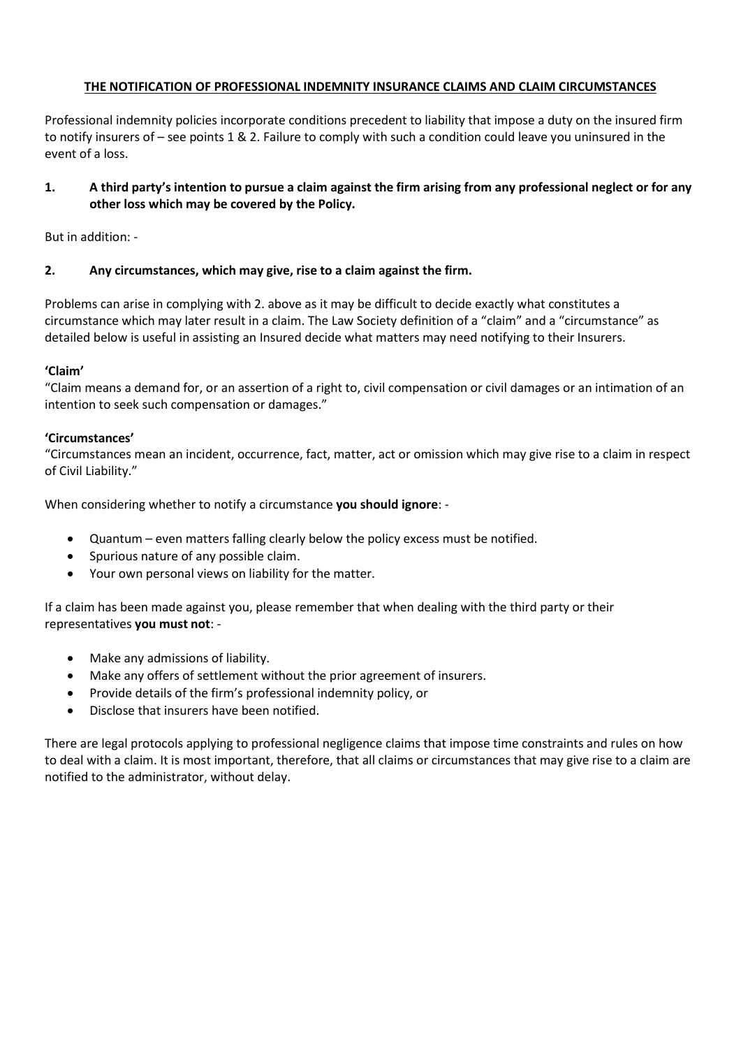## THE NOTIFICATION OF PROFESSIONAL INDEMNITY INSURANCE CLAIMS AND CLAIM CIRCUMSTANCES

Professional indemnity policies incorporate conditions precedent to liability that impose a duty on the insured firm to notify insurers of – see points 1 & 2. Failure to comply with such a condition could leave you uninsured in the event of a loss.

**1. A third party's intention to pursue a claim against the firm arising from any professional neglect or for any other loss which may be covered by the Policy.**

But in addition: -

**2. Any circumstances, which may give, rise to a claim against the firm.**

Problems can arise in complying with 2. above as it may be difficult to decide exactly what constitutes a circumstance which may later result in a claim. The Law Society definition of a "claim" and a "circumstance" as detailed below is useful in assisting an Insured decide what matters may need notifying to their Insurers.

**'Claim'**

"Claim means a demand for, or an assertion of a right to, civil compensation or civil damages or an intimation of an intention to seek such compensation or damages."

**'Circumstances'**

"Circumstances mean an incident, occurrence, fact, matter, act or omission which may give rise to a claim in respect of Civil Liability."

When considering whether to notify a circumstance **you should ignore**: -

- Quantum – even matters falling clearly below the policy excess must be notified.
- Spurious nature of any possible claim.
- Your own personal views on liability for the matter.

If a claim has been made against you, please remember that when dealing with the third party or their representatives **you must not**: -

- Make any admissions of liability.
- Make any offers of settlement without the prior agreement of insurers.
- Provide details of the firm's professional indemnity policy, or
- Disclose that insurers have been notified.

There are legal protocols applying to professional negligence claims that impose time constraints and rules on how to deal with a claim. It is most important, therefore, that all claims or circumstances that may give rise to a claim are notified to the administrator, without delay.